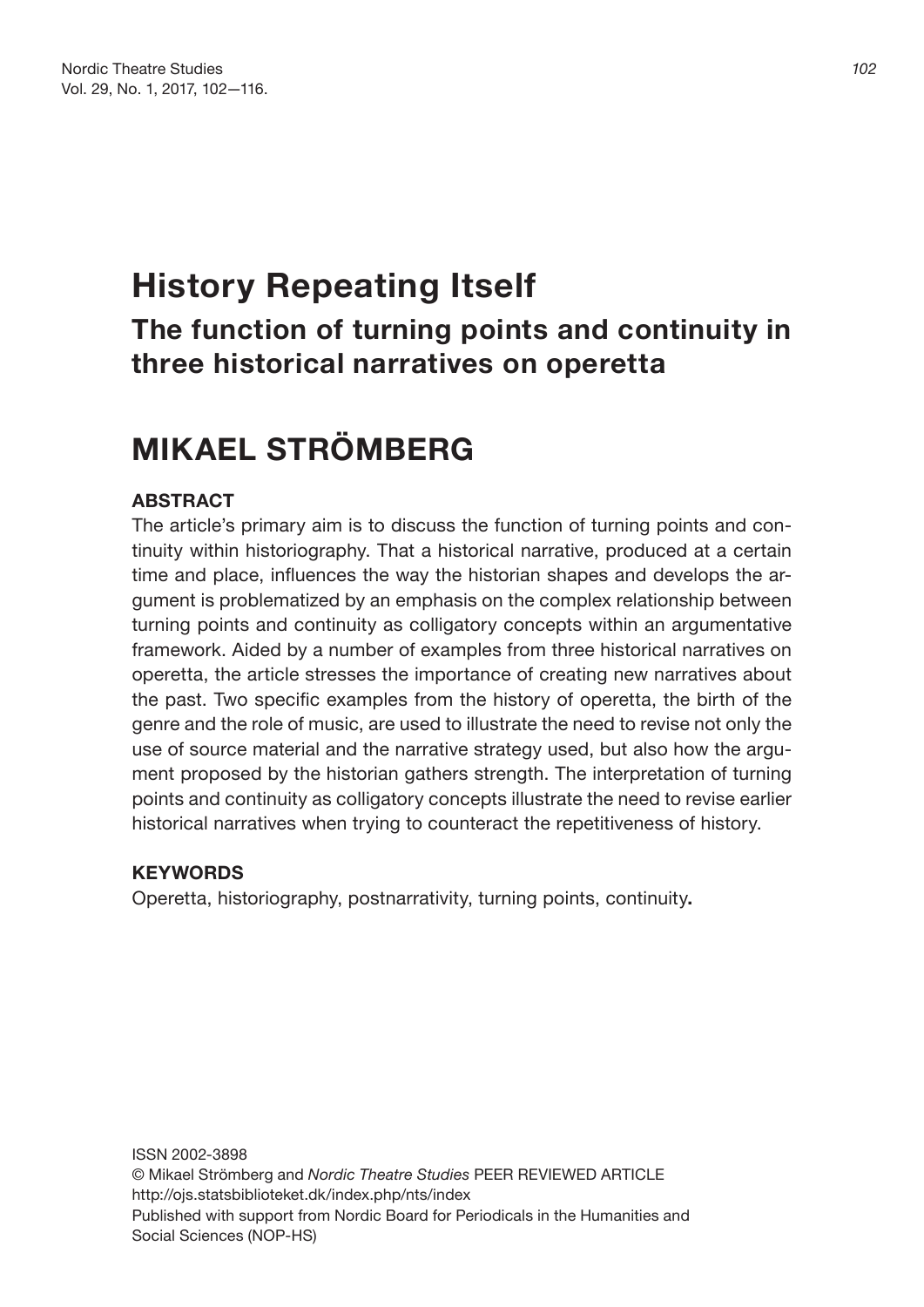# History Repeating Itself

## The function of turning points and continuity in three historical narratives on operetta

# MIKAEL STRÖMBERG

### ABSTRACT

The article's primary aim is to discuss the function of turning points and continuity within historiography. That a historical narrative, produced at a certain time and place, influences the way the historian shapes and develops the argument is problematized by an emphasis on the complex relationship between turning points and continuity as colligatory concepts within an argumentative framework. Aided by a number of examples from three historical narratives on operetta, the article stresses the importance of creating new narratives about the past. Two specific examples from the history of operetta, the birth of the genre and the role of music, are used to illustrate the need to revise not only the use of source material and the narrative strategy used, but also how the argument proposed by the historian gathers strength. The interpretation of turning points and continuity as colligatory concepts illustrate the need to revise earlier historical narratives when trying to counteract the repetitiveness of history.

### KEYWORDS

Operetta, historiography, postnarrativity, turning points, continuity**.**

ISSN 2002-3898
© Mikael Strömberg and *Nordic Theatre Studies* PEER REVIEWED ARTICLE
http://ojs.statsbiblioteket.dk/index.php/nts/index
Published with support from Nordic Board for Periodicals in the Humanities and Social Sciences (NOP-HS)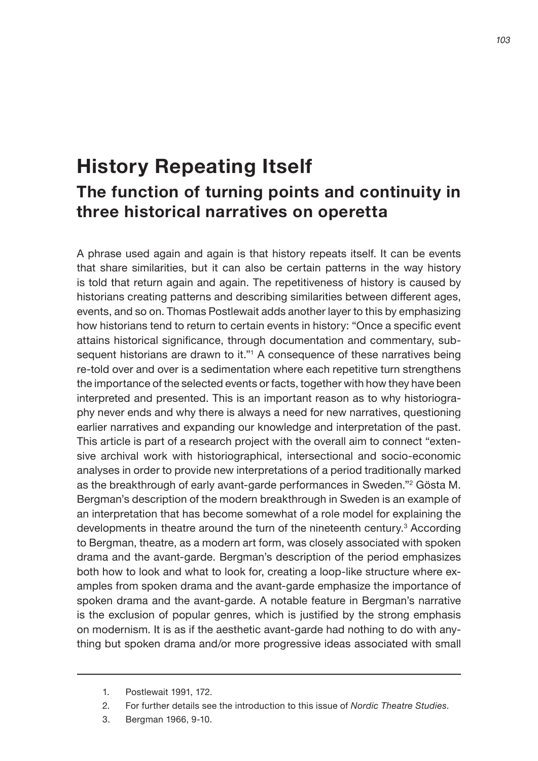# History Repeating Itself

## The function of turning points and continuity in three historical narratives on operetta

A phrase used again and again is that history repeats itself. It can be events that share similarities, but it can also be certain patterns in the way history is told that return again and again. The repetitiveness of history is caused by historians creating patterns and describing similarities between different ages, events, and so on. Thomas Postlewait adds another layer to this by emphasizing how historians tend to return to certain events in history: "Once a specific event attains historical significance, through documentation and commentary, subsequent historians are drawn to it."[1] A consequence of these narratives being re-told over and over is a sedimentation where each repetitive turn strengthens the importance of the selected events or facts, together with how they have been interpreted and presented. This is an important reason as to why historiography never ends and why there is always a need for new narratives, questioning earlier narratives and expanding our knowledge and interpretation of the past. This article is part of a research project with the overall aim to connect "extensive archival work with historiographical, intersectional and socio-economic analyses in order to provide new interpretations of a period traditionally marked as the breakthrough of early avant-garde performances in Sweden."[2] Gösta M. Bergman's description of the modern breakthrough in Sweden is an example of an interpretation that has become somewhat of a role model for explaining the developments in theatre around the turn of the nineteenth century.[3] According to Bergman, theatre, as a modern art form, was closely associated with spoken drama and the avant-garde. Bergman's description of the period emphasizes both how to look and what to look for, creating a loop-like structure where examples from spoken drama and the avant-garde emphasize the importance of spoken drama and the avant-garde. A notable feature in Bergman's narrative is the exclusion of popular genres, which is justified by the strong emphasis on modernism. It is as if the aesthetic avant-garde had nothing to do with anything but spoken drama and/or more progressive ideas associated with small

---

1. Postlewait 1991, 172.
2. For further details see the introduction to this issue of *Nordic Theatre Studies*.
3. Bergman 1966, 9-10.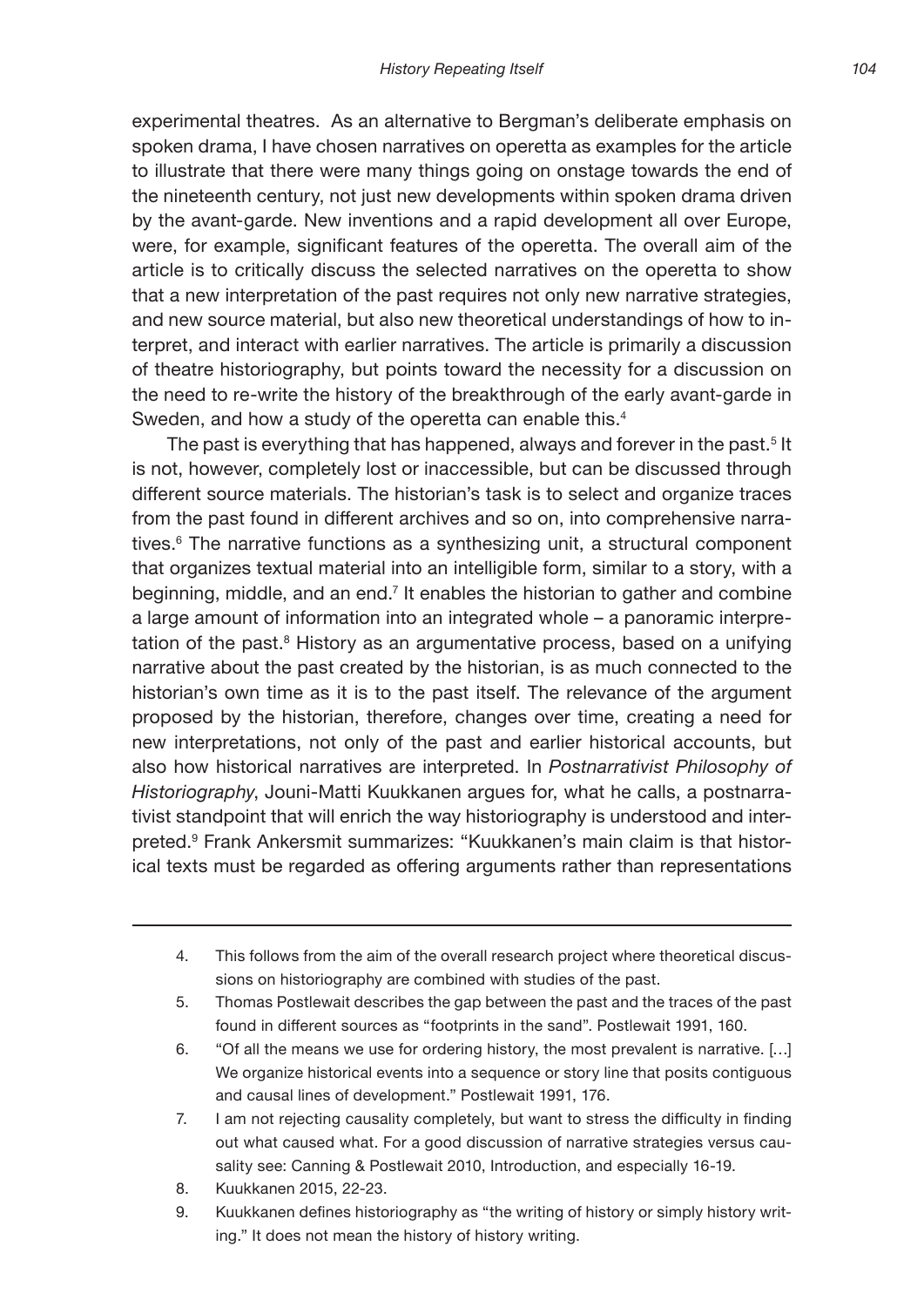experimental theatres. As an alternative to Bergman's deliberate emphasis on spoken drama, I have chosen narratives on operetta as examples for the article to illustrate that there were many things going on onstage towards the end of the nineteenth century, not just new developments within spoken drama driven by the avant-garde. New inventions and a rapid development all over Europe, were, for example, significant features of the operetta. The overall aim of the article is to critically discuss the selected narratives on the operetta to show that a new interpretation of the past requires not only new narrative strategies, and new source material, but also new theoretical understandings of how to interpret, and interact with earlier narratives. The article is primarily a discussion of theatre historiography, but points toward the necessity for a discussion on the need to re-write the history of the breakthrough of the early avant-garde in Sweden, and how a study of the operetta can enable this.[4]

The past is everything that has happened, always and forever in the past.[5] It is not, however, completely lost or inaccessible, but can be discussed through different source materials. The historian's task is to select and organize traces from the past found in different archives and so on, into comprehensive narratives.[6] The narrative functions as a synthesizing unit, a structural component that organizes textual material into an intelligible form, similar to a story, with a beginning, middle, and an end.[7] It enables the historian to gather and combine a large amount of information into an integrated whole – a panoramic interpretation of the past.[8] History as an argumentative process, based on a unifying narrative about the past created by the historian, is as much connected to the historian's own time as it is to the past itself. The relevance of the argument proposed by the historian, therefore, changes over time, creating a need for new interpretations, not only of the past and earlier historical accounts, but also how historical narratives are interpreted. In *Postnarrativist Philosophy of Historiography*, Jouni-Matti Kuukkanen argues for, what he calls, a postnarrativist standpoint that will enrich the way historiography is understood and interpreted.[9] Frank Ankersmit summarizes: "Kuukkanen's main claim is that historical texts must be regarded as offering arguments rather than representations

---

4. This follows from the aim of the overall research project where theoretical discussions on historiography are combined with studies of the past.
5. Thomas Postlewait describes the gap between the past and the traces of the past found in different sources as "footprints in the sand". Postlewait 1991, 160.
6. "Of all the means we use for ordering history, the most prevalent is narrative. [...] We organize historical events into a sequence or story line that posits contiguous and causal lines of development." Postlewait 1991, 176.
7. I am not rejecting causality completely, but want to stress the difficulty in finding out what caused what. For a good discussion of narrative strategies versus causality see: Canning & Postlewait 2010, Introduction, and especially 16-19.
8. Kuukkanen 2015, 22-23.
9. Kuukkanen defines historiography as "the writing of history or simply history writing." It does not mean the history of history writing.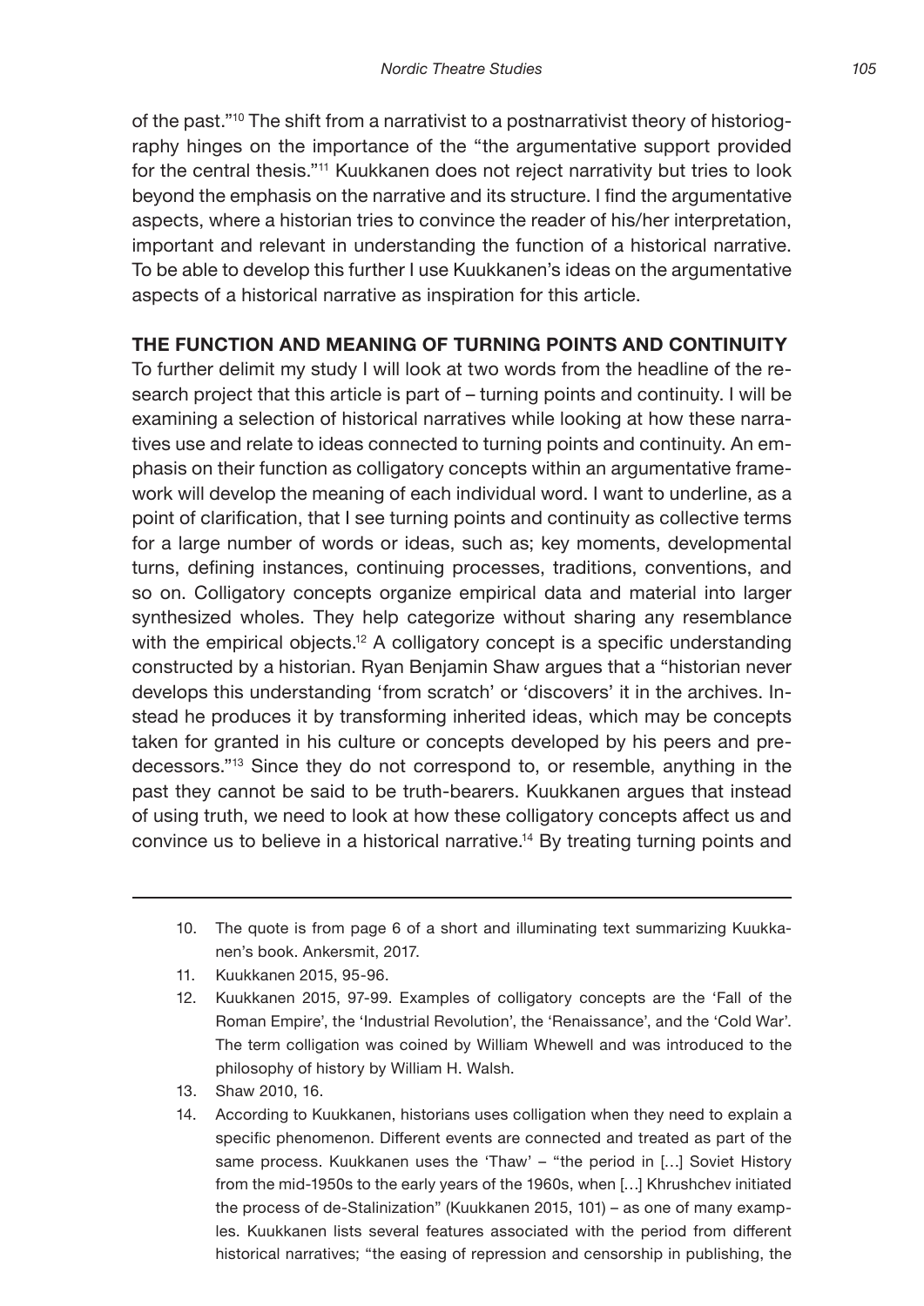of the past."[10] The shift from a narrativist to a postnarrativist theory of historiography hinges on the importance of the "the argumentative support provided for the central thesis."[11] Kuukkanen does not reject narrativity but tries to look beyond the emphasis on the narrative and its structure. I find the argumentative aspects, where a historian tries to convince the reader of his/her interpretation, important and relevant in understanding the function of a historical narrative. To be able to develop this further I use Kuukkanen's ideas on the argumentative aspects of a historical narrative as inspiration for this article.

## THE FUNCTION AND MEANING OF TURNING POINTS AND CONTINUITY

To further delimit my study I will look at two words from the headline of the research project that this article is part of – turning points and continuity. I will be examining a selection of historical narratives while looking at how these narratives use and relate to ideas connected to turning points and continuity. An emphasis on their function as colligatory concepts within an argumentative framework will develop the meaning of each individual word. I want to underline, as a point of clarification, that I see turning points and continuity as collective terms for a large number of words or ideas, such as; key moments, developmental turns, defining instances, continuing processes, traditions, conventions, and so on. Colligatory concepts organize empirical data and material into larger synthesized wholes. They help categorize without sharing any resemblance with the empirical objects.[12] A colligatory concept is a specific understanding constructed by a historian. Ryan Benjamin Shaw argues that a "historian never develops this understanding 'from scratch' or 'discovers' it in the archives. Instead he produces it by transforming inherited ideas, which may be concepts taken for granted in his culture or concepts developed by his peers and predecessors."[13] Since they do not correspond to, or resemble, anything in the past they cannot be said to be truth-bearers. Kuukkanen argues that instead of using truth, we need to look at how these colligatory concepts affect us and convince us to believe in a historical narrative.[14] By treating turning points and

---

10. The quote is from page 6 of a short and illuminating text summarizing Kuukkanen's book. Ankersmit, 2017.
11. Kuukkanen 2015, 95-96.
12. Kuukkanen 2015, 97-99. Examples of colligatory concepts are the 'Fall of the Roman Empire', the 'Industrial Revolution', the 'Renaissance', and the 'Cold War'. The term colligation was coined by William Whewell and was introduced to the philosophy of history by William H. Walsh.
13. Shaw 2010, 16.
14. According to Kuukkanen, historians uses colligation when they need to explain a specific phenomenon. Different events are connected and treated as part of the same process. Kuukkanen uses the 'Thaw' – "the period in […] Soviet History from the mid-1950s to the early years of the 1960s, when […] Khrushchev initiated the process of de-Stalinization" (Kuukkanen 2015, 101) – as one of many examples. Kuukkanen lists several features associated with the period from different historical narratives; "the easing of repression and censorship in publishing, the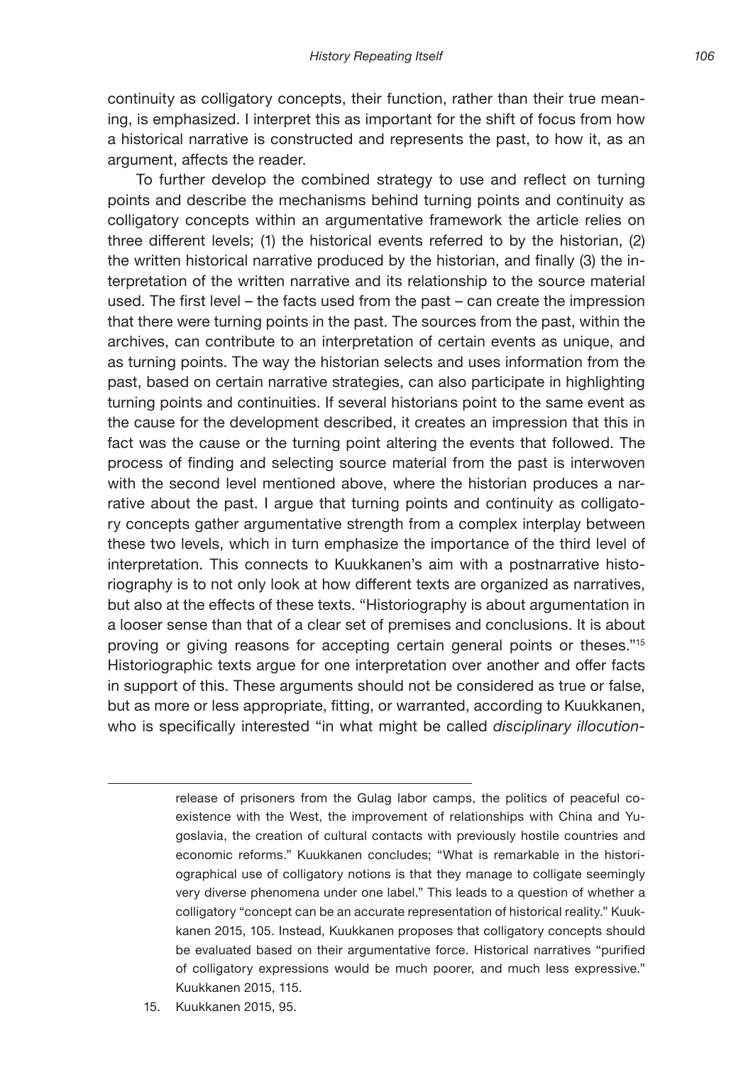continuity as colligatory concepts, their function, rather than their true meaning, is emphasized. I interpret this as important for the shift of focus from how a historical narrative is constructed and represents the past, to how it, as an argument, affects the reader.

To further develop the combined strategy to use and reflect on turning points and describe the mechanisms behind turning points and continuity as colligatory concepts within an argumentative framework the article relies on three different levels; (1) the historical events referred to by the historian, (2) the written historical narrative produced by the historian, and finally (3) the interpretation of the written narrative and its relationship to the source material used. The first level – the facts used from the past – can create the impression that there were turning points in the past. The sources from the past, within the archives, can contribute to an interpretation of certain events as unique, and as turning points. The way the historian selects and uses information from the past, based on certain narrative strategies, can also participate in highlighting turning points and continuities. If several historians point to the same event as the cause for the development described, it creates an impression that this in fact was the cause or the turning point altering the events that followed. The process of finding and selecting source material from the past is interwoven with the second level mentioned above, where the historian produces a narrative about the past. I argue that turning points and continuity as colligatory concepts gather argumentative strength from a complex interplay between these two levels, which in turn emphasize the importance of the third level of interpretation. This connects to Kuukkanen's aim with a postnarrative historiography is to not only look at how different texts are organized as narratives, but also at the effects of these texts. "Historiography is about argumentation in a looser sense than that of a clear set of premises and conclusions. It is about proving or giving reasons for accepting certain general points or theses."[15] Historiographic texts argue for one interpretation over another and offer facts in support of this. These arguments should not be considered as true or false, but as more or less appropriate, fitting, or warranted, according to Kuukkanen, who is specifically interested "in what might be called *disciplinary illocution-*

---

release of prisoners from the Gulag labor camps, the politics of peaceful coexistence with the West, the improvement of relationships with China and Yugoslavia, the creation of cultural contacts with previously hostile countries and economic reforms." Kuukkanen concludes; "What is remarkable in the historiographical use of colligatory notions is that they manage to colligate seemingly very diverse phenomena under one label." This leads to a question of whether a colligatory "concept can be an accurate representation of historical reality." Kuukkanen 2015, 105. Instead, Kuukkanen proposes that colligatory concepts should be evaluated based on their argumentative force. Historical narratives "purified of colligatory expressions would be much poorer, and much less expressive." Kuukkanen 2015, 115.

15. Kuukkanen 2015, 95.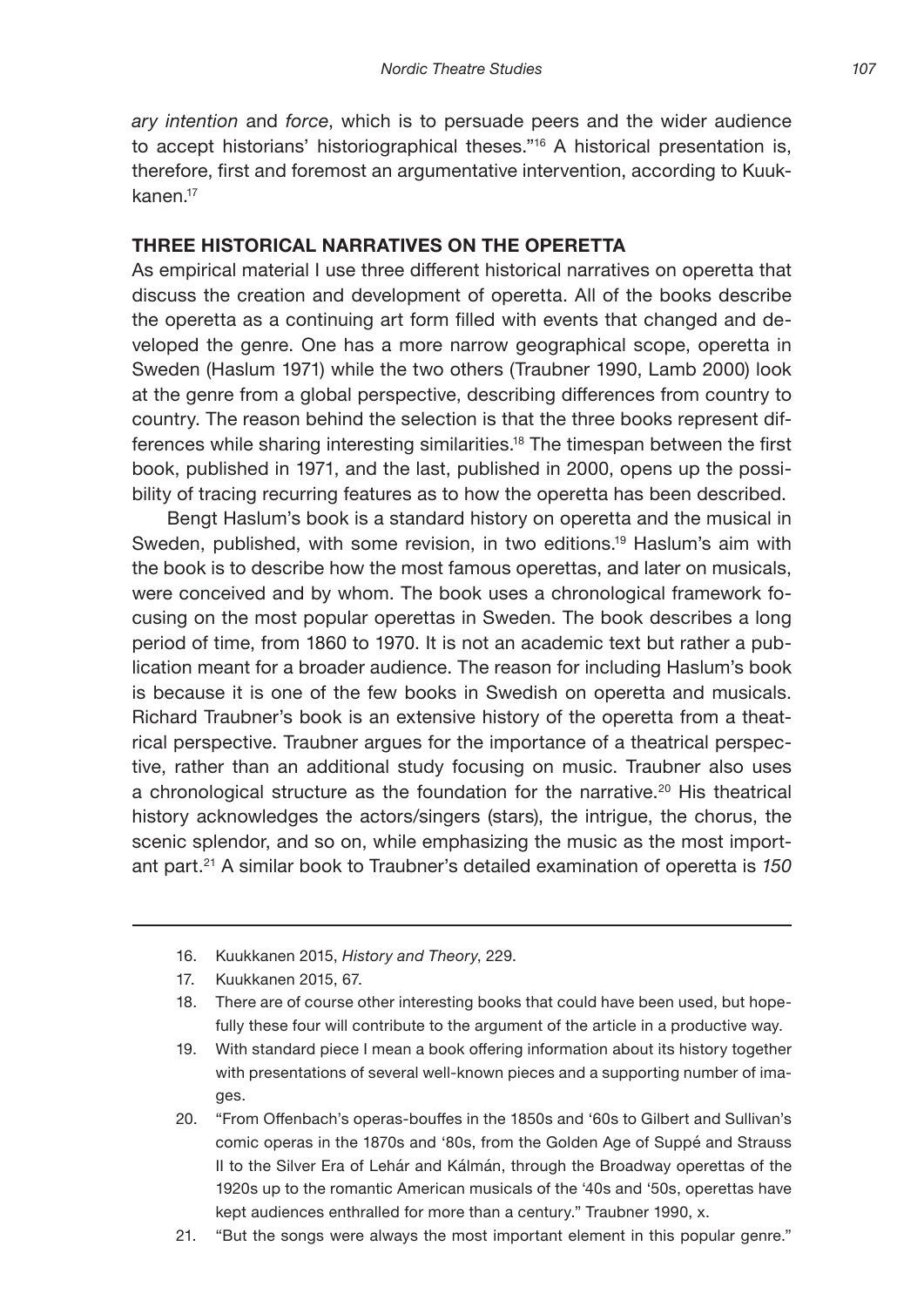*ary intention* and *force*, which is to persuade peers and the wider audience to accept historians' historiographical theses."[16] A historical presentation is, therefore, first and foremost an argumentative intervention, according to Kuukkanen.[17]

## THREE HISTORICAL NARRATIVES ON THE OPERETTA

As empirical material I use three different historical narratives on operetta that discuss the creation and development of operetta. All of the books describe the operetta as a continuing art form filled with events that changed and developed the genre. One has a more narrow geographical scope, operetta in Sweden (Haslum 1971) while the two others (Traubner 1990, Lamb 2000) look at the genre from a global perspective, describing differences from country to country. The reason behind the selection is that the three books represent differences while sharing interesting similarities.[18] The timespan between the first book, published in 1971, and the last, published in 2000, opens up the possibility of tracing recurring features as to how the operetta has been described.

Bengt Haslum's book is a standard history on operetta and the musical in Sweden, published, with some revision, in two editions.[19] Haslum's aim with the book is to describe how the most famous operettas, and later on musicals, were conceived and by whom. The book uses a chronological framework focusing on the most popular operettas in Sweden. The book describes a long period of time, from 1860 to 1970. It is not an academic text but rather a publication meant for a broader audience. The reason for including Haslum's book is because it is one of the few books in Swedish on operetta and musicals. Richard Traubner's book is an extensive history of the operetta from a theatrical perspective. Traubner argues for the importance of a theatrical perspective, rather than an additional study focusing on music. Traubner also uses a chronological structure as the foundation for the narrative.[20] His theatrical history acknowledges the actors/singers (stars), the intrigue, the chorus, the scenic splendor, and so on, while emphasizing the music as the most important part.[21] A similar book to Traubner's detailed examination of operetta is *150*

---

16. Kuukkanen 2015, *History and Theory*, 229.
17. Kuukkanen 2015, 67.
18. There are of course other interesting books that could have been used, but hopefully these four will contribute to the argument of the article in a productive way.
19. With standard piece I mean a book offering information about its history together with presentations of several well-known pieces and a supporting number of images.
20. "From Offenbach's operas-bouffes in the 1850s and '60s to Gilbert and Sullivan's comic operas in the 1870s and '80s, from the Golden Age of Suppé and Strauss II to the Silver Era of Lehár and Kálmán, through the Broadway operettas of the 1920s up to the romantic American musicals of the '40s and '50s, operettas have kept audiences enthralled for more than a century." Traubner 1990, x.
21. "But the songs were always the most important element in this popular genre."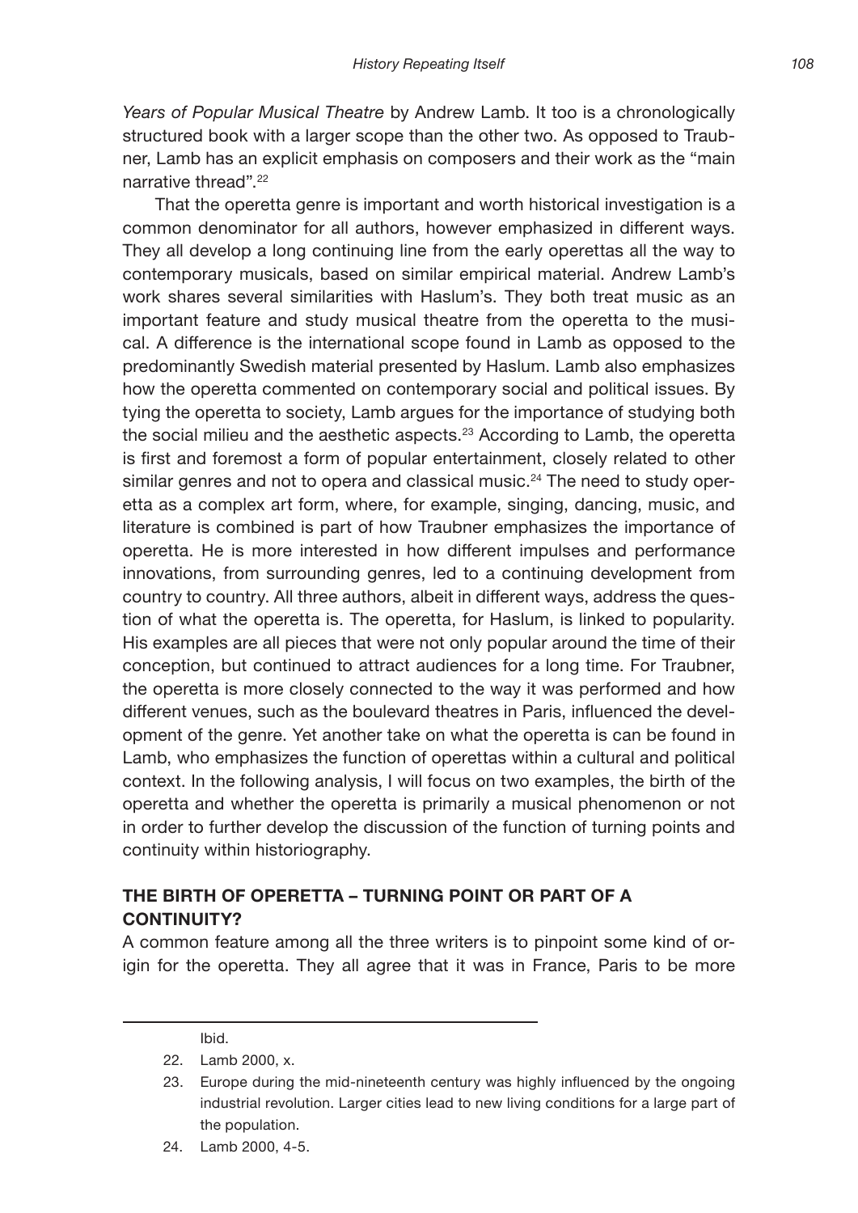*Years of Popular Musical Theatre* by Andrew Lamb. It too is a chronologically structured book with a larger scope than the other two. As opposed to Traubner, Lamb has an explicit emphasis on composers and their work as the "main narrative thread".[22]

That the operetta genre is important and worth historical investigation is a common denominator for all authors, however emphasized in different ways. They all develop a long continuing line from the early operettas all the way to contemporary musicals, based on similar empirical material. Andrew Lamb's work shares several similarities with Haslum's. They both treat music as an important feature and study musical theatre from the operetta to the musical. A difference is the international scope found in Lamb as opposed to the predominantly Swedish material presented by Haslum. Lamb also emphasizes how the operetta commented on contemporary social and political issues. By tying the operetta to society, Lamb argues for the importance of studying both the social milieu and the aesthetic aspects.[23] According to Lamb, the operetta is first and foremost a form of popular entertainment, closely related to other similar genres and not to opera and classical music.[24] The need to study operetta as a complex art form, where, for example, singing, dancing, music, and literature is combined is part of how Traubner emphasizes the importance of operetta. He is more interested in how different impulses and performance innovations, from surrounding genres, led to a continuing development from country to country. All three authors, albeit in different ways, address the question of what the operetta is. The operetta, for Haslum, is linked to popularity. His examples are all pieces that were not only popular around the time of their conception, but continued to attract audiences for a long time. For Traubner, the operetta is more closely connected to the way it was performed and how different venues, such as the boulevard theatres in Paris, influenced the development of the genre. Yet another take on what the operetta is can be found in Lamb, who emphasizes the function of operettas within a cultural and political context. In the following analysis, I will focus on two examples, the birth of the operetta and whether the operetta is primarily a musical phenomenon or not in order to further develop the discussion of the function of turning points and continuity within historiography.

## THE BIRTH OF OPERETTA – TURNING POINT OR PART OF A CONTINUITY?

A common feature among all the three writers is to pinpoint some kind of origin for the operetta. They all agree that it was in France, Paris to be more

---

Ibid.

22. Lamb 2000, x.

23. Europe during the mid-nineteenth century was highly influenced by the ongoing industrial revolution. Larger cities lead to new living conditions for a large part of the population.

24. Lamb 2000, 4-5.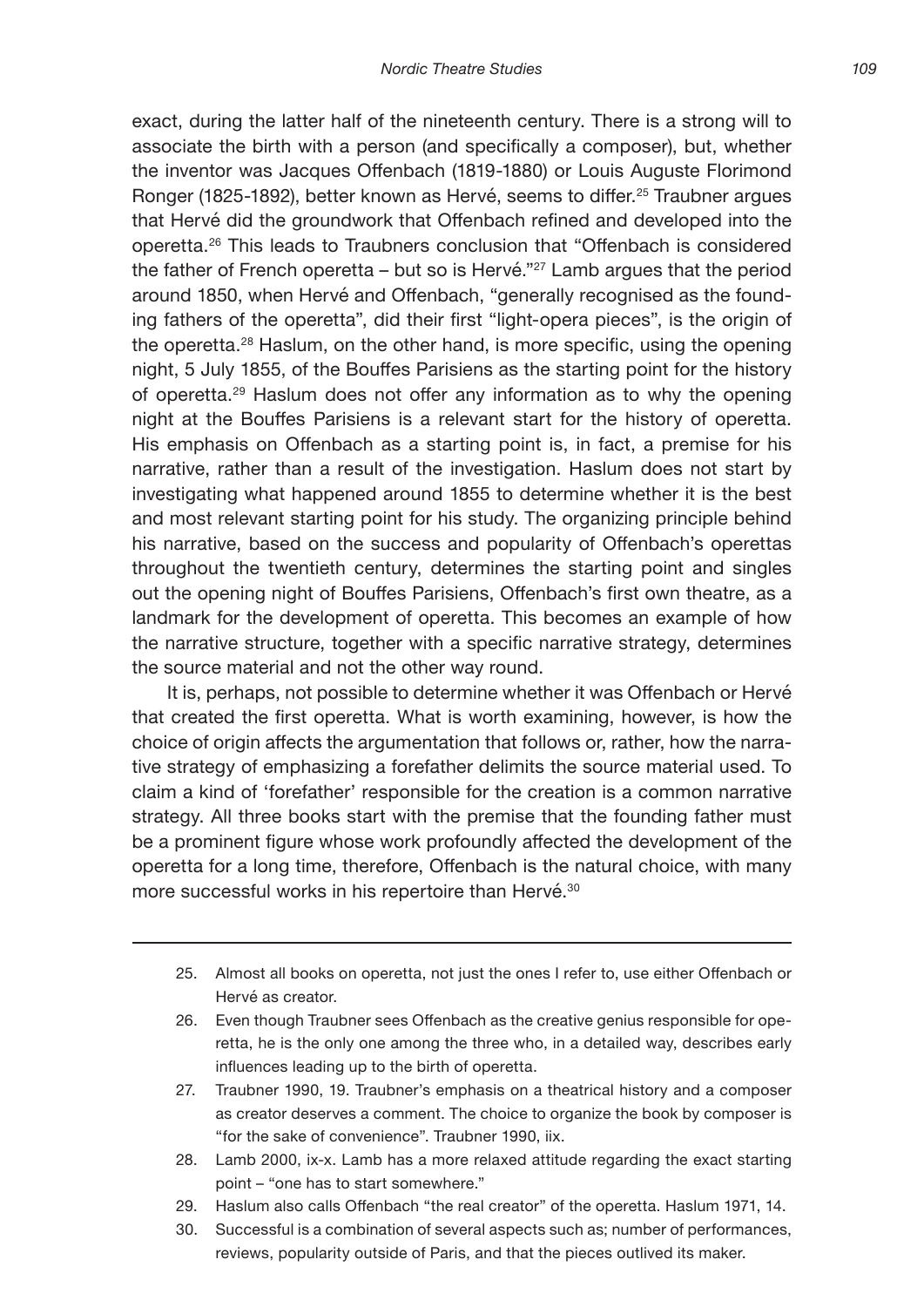exact, during the latter half of the nineteenth century. There is a strong will to associate the birth with a person (and specifically a composer), but, whether the inventor was Jacques Offenbach (1819-1880) or Louis Auguste Florimond Ronger (1825-1892), better known as Hervé, seems to differ.[25] Traubner argues that Hervé did the groundwork that Offenbach refined and developed into the operetta.[26] This leads to Traubners conclusion that "Offenbach is considered the father of French operetta – but so is Hervé."[27] Lamb argues that the period around 1850, when Hervé and Offenbach, "generally recognised as the founding fathers of the operetta", did their first "light-opera pieces", is the origin of the operetta.[28] Haslum, on the other hand, is more specific, using the opening night, 5 July 1855, of the Bouffes Parisiens as the starting point for the history of operetta.[29] Haslum does not offer any information as to why the opening night at the Bouffes Parisiens is a relevant start for the history of operetta. His emphasis on Offenbach as a starting point is, in fact, a premise for his narrative, rather than a result of the investigation. Haslum does not start by investigating what happened around 1855 to determine whether it is the best and most relevant starting point for his study. The organizing principle behind his narrative, based on the success and popularity of Offenbach's operettas throughout the twentieth century, determines the starting point and singles out the opening night of Bouffes Parisiens, Offenbach's first own theatre, as a landmark for the development of operetta. This becomes an example of how the narrative structure, together with a specific narrative strategy, determines the source material and not the other way round.

It is, perhaps, not possible to determine whether it was Offenbach or Hervé that created the first operetta. What is worth examining, however, is how the choice of origin affects the argumentation that follows or, rather, how the narrative strategy of emphasizing a forefather delimits the source material used. To claim a kind of 'forefather' responsible for the creation is a common narrative strategy. All three books start with the premise that the founding father must be a prominent figure whose work profoundly affected the development of the operetta for a long time, therefore, Offenbach is the natural choice, with many more successful works in his repertoire than Hervé.[30]

---

25. Almost all books on operetta, not just the ones I refer to, use either Offenbach or Hervé as creator.
26. Even though Traubner sees Offenbach as the creative genius responsible for operetta, he is the only one among the three who, in a detailed way, describes early influences leading up to the birth of operetta.
27. Traubner 1990, 19. Traubner's emphasis on a theatrical history and a composer as creator deserves a comment. The choice to organize the book by composer is "for the sake of convenience". Traubner 1990, iix.
28. Lamb 2000, ix-x. Lamb has a more relaxed attitude regarding the exact starting point – "one has to start somewhere."
29. Haslum also calls Offenbach "the real creator" of the operetta. Haslum 1971, 14.
30. Successful is a combination of several aspects such as; number of performances, reviews, popularity outside of Paris, and that the pieces outlived its maker.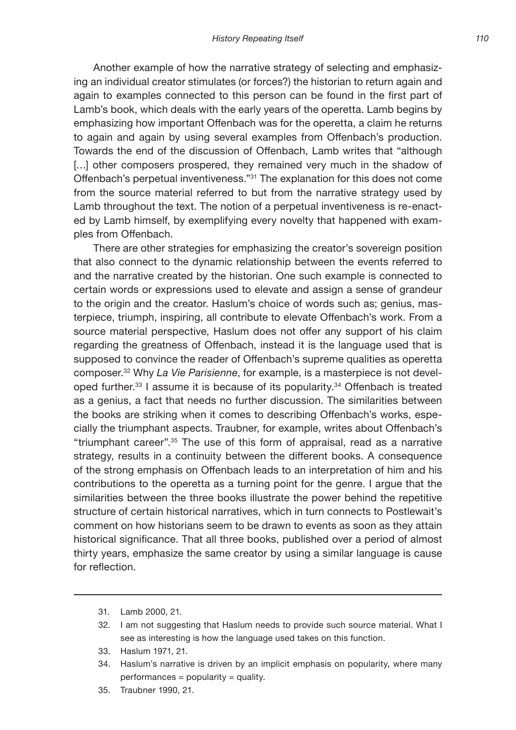Another example of how the narrative strategy of selecting and emphasizing an individual creator stimulates (or forces?) the historian to return again and again to examples connected to this person can be found in the first part of Lamb's book, which deals with the early years of the operetta. Lamb begins by emphasizing how important Offenbach was for the operetta, a claim he returns to again and again by using several examples from Offenbach's production. Towards the end of the discussion of Offenbach, Lamb writes that "although [...] other composers prospered, they remained very much in the shadow of Offenbach's perpetual inventiveness."[31] The explanation for this does not come from the source material referred to but from the narrative strategy used by Lamb throughout the text. The notion of a perpetual inventiveness is re-enacted by Lamb himself, by exemplifying every novelty that happened with examples from Offenbach.

There are other strategies for emphasizing the creator's sovereign position that also connect to the dynamic relationship between the events referred to and the narrative created by the historian. One such example is connected to certain words or expressions used to elevate and assign a sense of grandeur to the origin and the creator. Haslum's choice of words such as; genius, masterpiece, triumph, inspiring, all contribute to elevate Offenbach's work. From a source material perspective, Haslum does not offer any support of his claim regarding the greatness of Offenbach, instead it is the language used that is supposed to convince the reader of Offenbach's supreme qualities as operetta composer.[32] Why *La Vie Parisienne*, for example, is a masterpiece is not developed further.[33] I assume it is because of its popularity.[34] Offenbach is treated as a genius, a fact that needs no further discussion. The similarities between the books are striking when it comes to describing Offenbach's works, especially the triumphant aspects. Traubner, for example, writes about Offenbach's "triumphant career".[35] The use of this form of appraisal, read as a narrative strategy, results in a continuity between the different books. A consequence of the strong emphasis on Offenbach leads to an interpretation of him and his contributions to the operetta as a turning point for the genre. I argue that the similarities between the three books illustrate the power behind the repetitive structure of certain historical narratives, which in turn connects to Postlewait's comment on how historians seem to be drawn to events as soon as they attain historical significance. That all three books, published over a period of almost thirty years, emphasize the same creator by using a similar language is cause for reflection.

---

31. Lamb 2000, 21.
32. I am not suggesting that Haslum needs to provide such source material. What I see as interesting is how the language used takes on this function.
33. Haslum 1971, 21.
34. Haslum's narrative is driven by an implicit emphasis on popularity, where many performances = popularity = quality.
35. Traubner 1990, 21.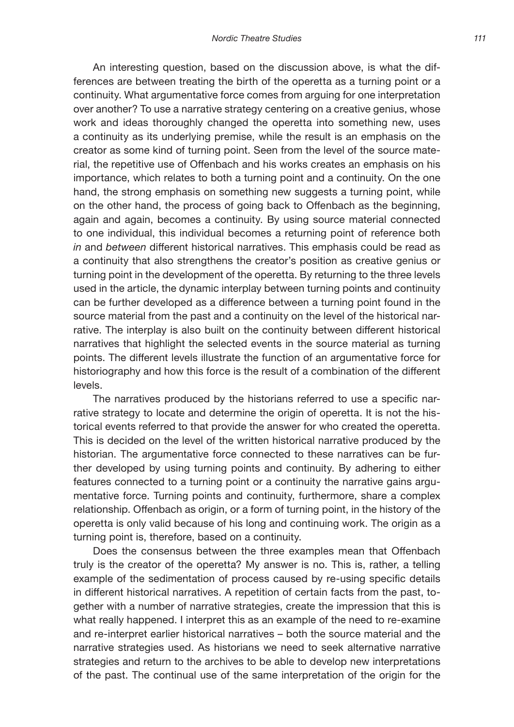An interesting question, based on the discussion above, is what the differences are between treating the birth of the operetta as a turning point or a continuity. What argumentative force comes from arguing for one interpretation over another? To use a narrative strategy centering on a creative genius, whose work and ideas thoroughly changed the operetta into something new, uses a continuity as its underlying premise, while the result is an emphasis on the creator as some kind of turning point. Seen from the level of the source material, the repetitive use of Offenbach and his works creates an emphasis on his importance, which relates to both a turning point and a continuity. On the one hand, the strong emphasis on something new suggests a turning point, while on the other hand, the process of going back to Offenbach as the beginning, again and again, becomes a continuity. By using source material connected to one individual, this individual becomes a returning point of reference both *in* and *between* different historical narratives. This emphasis could be read as a continuity that also strengthens the creator's position as creative genius or turning point in the development of the operetta. By returning to the three levels used in the article, the dynamic interplay between turning points and continuity can be further developed as a difference between a turning point found in the source material from the past and a continuity on the level of the historical narrative. The interplay is also built on the continuity between different historical narratives that highlight the selected events in the source material as turning points. The different levels illustrate the function of an argumentative force for historiography and how this force is the result of a combination of the different levels.

The narratives produced by the historians referred to use a specific narrative strategy to locate and determine the origin of operetta. It is not the historical events referred to that provide the answer for who created the operetta. This is decided on the level of the written historical narrative produced by the historian. The argumentative force connected to these narratives can be further developed by using turning points and continuity. By adhering to either features connected to a turning point or a continuity the narrative gains argumentative force. Turning points and continuity, furthermore, share a complex relationship. Offenbach as origin, or a form of turning point, in the history of the operetta is only valid because of his long and continuing work. The origin as a turning point is, therefore, based on a continuity.

Does the consensus between the three examples mean that Offenbach truly is the creator of the operetta? My answer is no. This is, rather, a telling example of the sedimentation of process caused by re-using specific details in different historical narratives. A repetition of certain facts from the past, together with a number of narrative strategies, create the impression that this is what really happened. I interpret this as an example of the need to re-examine and re-interpret earlier historical narratives – both the source material and the narrative strategies used. As historians we need to seek alternative narrative strategies and return to the archives to be able to develop new interpretations of the past. The continual use of the same interpretation of the origin for the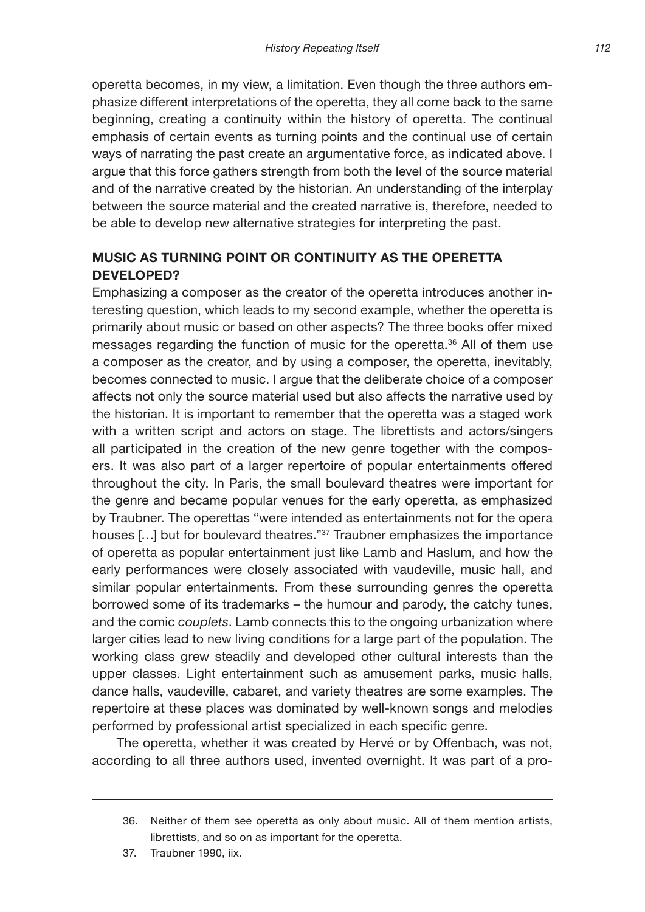operetta becomes, in my view, a limitation. Even though the three authors emphasize different interpretations of the operetta, they all come back to the same beginning, creating a continuity within the history of operetta. The continual emphasis of certain events as turning points and the continual use of certain ways of narrating the past create an argumentative force, as indicated above. I argue that this force gathers strength from both the level of the source material and of the narrative created by the historian. An understanding of the interplay between the source material and the created narrative is, therefore, needed to be able to develop new alternative strategies for interpreting the past.

## MUSIC AS TURNING POINT OR CONTINUITY AS THE OPERETTA DEVELOPED?

Emphasizing a composer as the creator of the operetta introduces another interesting question, which leads to my second example, whether the operetta is primarily about music or based on other aspects? The three books offer mixed messages regarding the function of music for the operetta.[36] All of them use a composer as the creator, and by using a composer, the operetta, inevitably, becomes connected to music. I argue that the deliberate choice of a composer affects not only the source material used but also affects the narrative used by the historian. It is important to remember that the operetta was a staged work with a written script and actors on stage. The librettists and actors/singers all participated in the creation of the new genre together with the composers. It was also part of a larger repertoire of popular entertainments offered throughout the city. In Paris, the small boulevard theatres were important for the genre and became popular venues for the early operetta, as emphasized by Traubner. The operettas "were intended as entertainments not for the opera houses […] but for boulevard theatres."[37] Traubner emphasizes the importance of operetta as popular entertainment just like Lamb and Haslum, and how the early performances were closely associated with vaudeville, music hall, and similar popular entertainments. From these surrounding genres the operetta borrowed some of its trademarks – the humour and parody, the catchy tunes, and the comic *couplets*. Lamb connects this to the ongoing urbanization where larger cities lead to new living conditions for a large part of the population. The working class grew steadily and developed other cultural interests than the upper classes. Light entertainment such as amusement parks, music halls, dance halls, vaudeville, cabaret, and variety theatres are some examples. The repertoire at these places was dominated by well-known songs and melodies performed by professional artist specialized in each specific genre.

The operetta, whether it was created by Hervé or by Offenbach, was not, according to all three authors used, invented overnight. It was part of a pro-

---

36. Neither of them see operetta as only about music. All of them mention artists, librettists, and so on as important for the operetta.

37. Traubner 1990, iix.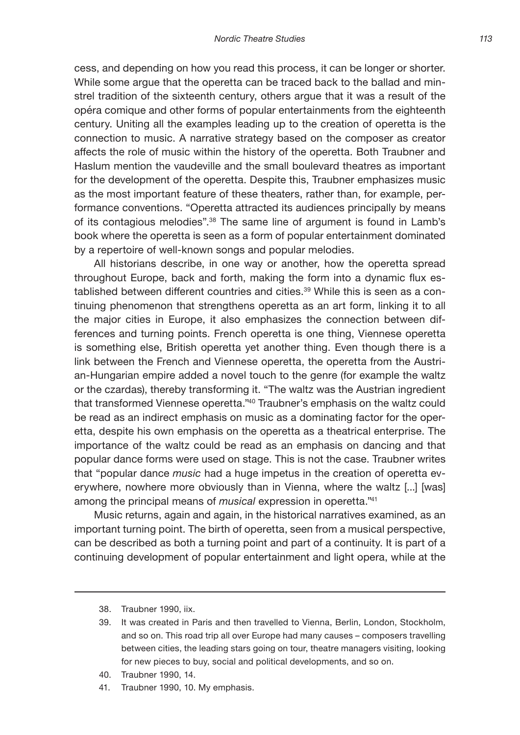cess, and depending on how you read this process, it can be longer or shorter. While some argue that the operetta can be traced back to the ballad and minstrel tradition of the sixteenth century, others argue that it was a result of the opéra comique and other forms of popular entertainments from the eighteenth century. Uniting all the examples leading up to the creation of operetta is the connection to music. A narrative strategy based on the composer as creator affects the role of music within the history of the operetta. Both Traubner and Haslum mention the vaudeville and the small boulevard theatres as important for the development of the operetta. Despite this, Traubner emphasizes music as the most important feature of these theaters, rather than, for example, performance conventions. "Operetta attracted its audiences principally by means of its contagious melodies".[38] The same line of argument is found in Lamb's book where the operetta is seen as a form of popular entertainment dominated by a repertoire of well-known songs and popular melodies.

All historians describe, in one way or another, how the operetta spread throughout Europe, back and forth, making the form into a dynamic flux established between different countries and cities.[39] While this is seen as a continuing phenomenon that strengthens operetta as an art form, linking it to all the major cities in Europe, it also emphasizes the connection between differences and turning points. French operetta is one thing, Viennese operetta is something else, British operetta yet another thing. Even though there is a link between the French and Viennese operetta, the operetta from the Austrian-Hungarian empire added a novel touch to the genre (for example the waltz or the czardas), thereby transforming it. "The waltz was the Austrian ingredient that transformed Viennese operetta."[40] Traubner's emphasis on the waltz could be read as an indirect emphasis on music as a dominating factor for the operetta, despite his own emphasis on the operetta as a theatrical enterprise. The importance of the waltz could be read as an emphasis on dancing and that popular dance forms were used on stage. This is not the case. Traubner writes that "popular dance *music* had a huge impetus in the creation of operetta everywhere, nowhere more obviously than in Vienna, where the waltz [...] [was] among the principal means of *musical* expression in operetta."[41]

Music returns, again and again, in the historical narratives examined, as an important turning point. The birth of operetta, seen from a musical perspective, can be described as both a turning point and part of a continuity. It is part of a continuing development of popular entertainment and light opera, while at the

---

38. Traubner 1990, iix.

39. It was created in Paris and then travelled to Vienna, Berlin, London, Stockholm, and so on. This road trip all over Europe had many causes – composers travelling between cities, the leading stars going on tour, theatre managers visiting, looking for new pieces to buy, social and political developments, and so on.

40. Traubner 1990, 14.

41. Traubner 1990, 10. My emphasis.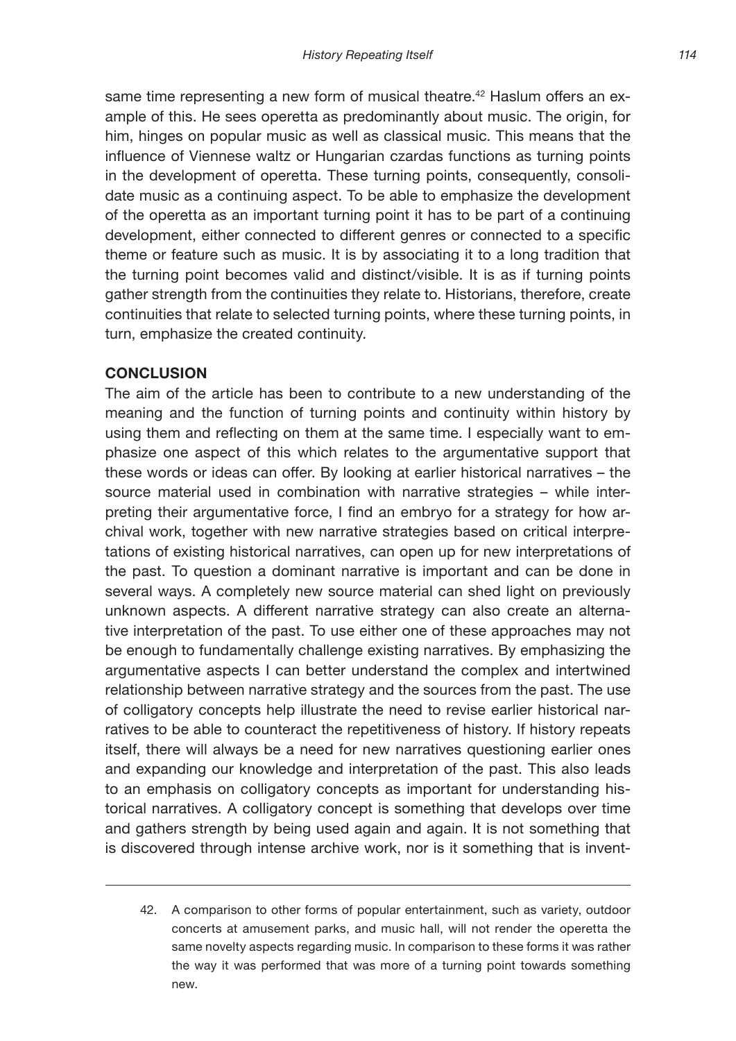same time representing a new form of musical theatre.[42] Haslum offers an example of this. He sees operetta as predominantly about music. The origin, for him, hinges on popular music as well as classical music. This means that the influence of Viennese waltz or Hungarian czardas functions as turning points in the development of operetta. These turning points, consequently, consolidate music as a continuing aspect. To be able to emphasize the development of the operetta as an important turning point it has to be part of a continuing development, either connected to different genres or connected to a specific theme or feature such as music. It is by associating it to a long tradition that the turning point becomes valid and distinct/visible. It is as if turning points gather strength from the continuities they relate to. Historians, therefore, create continuities that relate to selected turning points, where these turning points, in turn, emphasize the created continuity.

## CONCLUSION

The aim of the article has been to contribute to a new understanding of the meaning and the function of turning points and continuity within history by using them and reflecting on them at the same time. I especially want to emphasize one aspect of this which relates to the argumentative support that these words or ideas can offer. By looking at earlier historical narratives – the source material used in combination with narrative strategies – while interpreting their argumentative force, I find an embryo for a strategy for how archival work, together with new narrative strategies based on critical interpretations of existing historical narratives, can open up for new interpretations of the past. To question a dominant narrative is important and can be done in several ways. A completely new source material can shed light on previously unknown aspects. A different narrative strategy can also create an alternative interpretation of the past. To use either one of these approaches may not be enough to fundamentally challenge existing narratives. By emphasizing the argumentative aspects I can better understand the complex and intertwined relationship between narrative strategy and the sources from the past. The use of colligatory concepts help illustrate the need to revise earlier historical narratives to be able to counteract the repetitiveness of history. If history repeats itself, there will always be a need for new narratives questioning earlier ones and expanding our knowledge and interpretation of the past. This also leads to an emphasis on colligatory concepts as important for understanding historical narratives. A colligatory concept is something that develops over time and gathers strength by being used again and again. It is not something that is discovered through intense archive work, nor is it something that is invent-

---

42. A comparison to other forms of popular entertainment, such as variety, outdoor concerts at amusement parks, and music hall, will not render the operetta the same novelty aspects regarding music. In comparison to these forms it was rather the way it was performed that was more of a turning point towards something new.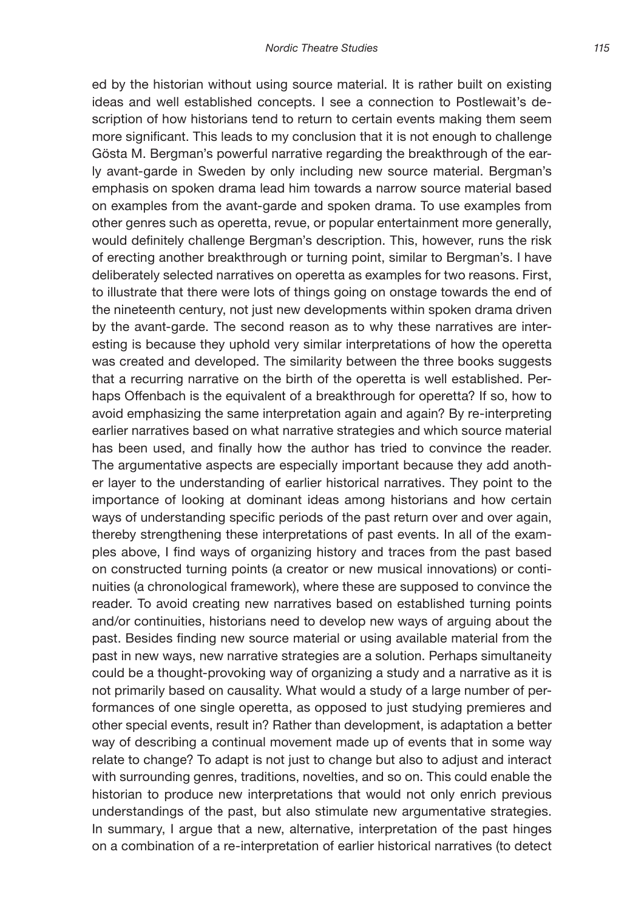ed by the historian without using source material. It is rather built on existing ideas and well established concepts. I see a connection to Postlewait's description of how historians tend to return to certain events making them seem more significant. This leads to my conclusion that it is not enough to challenge Gösta M. Bergman's powerful narrative regarding the breakthrough of the early avant-garde in Sweden by only including new source material. Bergman's emphasis on spoken drama lead him towards a narrow source material based on examples from the avant-garde and spoken drama. To use examples from other genres such as operetta, revue, or popular entertainment more generally, would definitely challenge Bergman's description. This, however, runs the risk of erecting another breakthrough or turning point, similar to Bergman's. I have deliberately selected narratives on operetta as examples for two reasons. First, to illustrate that there were lots of things going on onstage towards the end of the nineteenth century, not just new developments within spoken drama driven by the avant-garde. The second reason as to why these narratives are interesting is because they uphold very similar interpretations of how the operetta was created and developed. The similarity between the three books suggests that a recurring narrative on the birth of the operetta is well established. Perhaps Offenbach is the equivalent of a breakthrough for operetta? If so, how to avoid emphasizing the same interpretation again and again? By re-interpreting earlier narratives based on what narrative strategies and which source material has been used, and finally how the author has tried to convince the reader. The argumentative aspects are especially important because they add another layer to the understanding of earlier historical narratives. They point to the importance of looking at dominant ideas among historians and how certain ways of understanding specific periods of the past return over and over again, thereby strengthening these interpretations of past events. In all of the examples above, I find ways of organizing history and traces from the past based on constructed turning points (a creator or new musical innovations) or continuities (a chronological framework), where these are supposed to convince the reader. To avoid creating new narratives based on established turning points and/or continuities, historians need to develop new ways of arguing about the past. Besides finding new source material or using available material from the past in new ways, new narrative strategies are a solution. Perhaps simultaneity could be a thought-provoking way of organizing a study and a narrative as it is not primarily based on causality. What would a study of a large number of performances of one single operetta, as opposed to just studying premieres and other special events, result in? Rather than development, is adaptation a better way of describing a continual movement made up of events that in some way relate to change? To adapt is not just to change but also to adjust and interact with surrounding genres, traditions, novelties, and so on. This could enable the historian to produce new interpretations that would not only enrich previous understandings of the past, but also stimulate new argumentative strategies. In summary, I argue that a new, alternative, interpretation of the past hinges on a combination of a re-interpretation of earlier historical narratives (to detect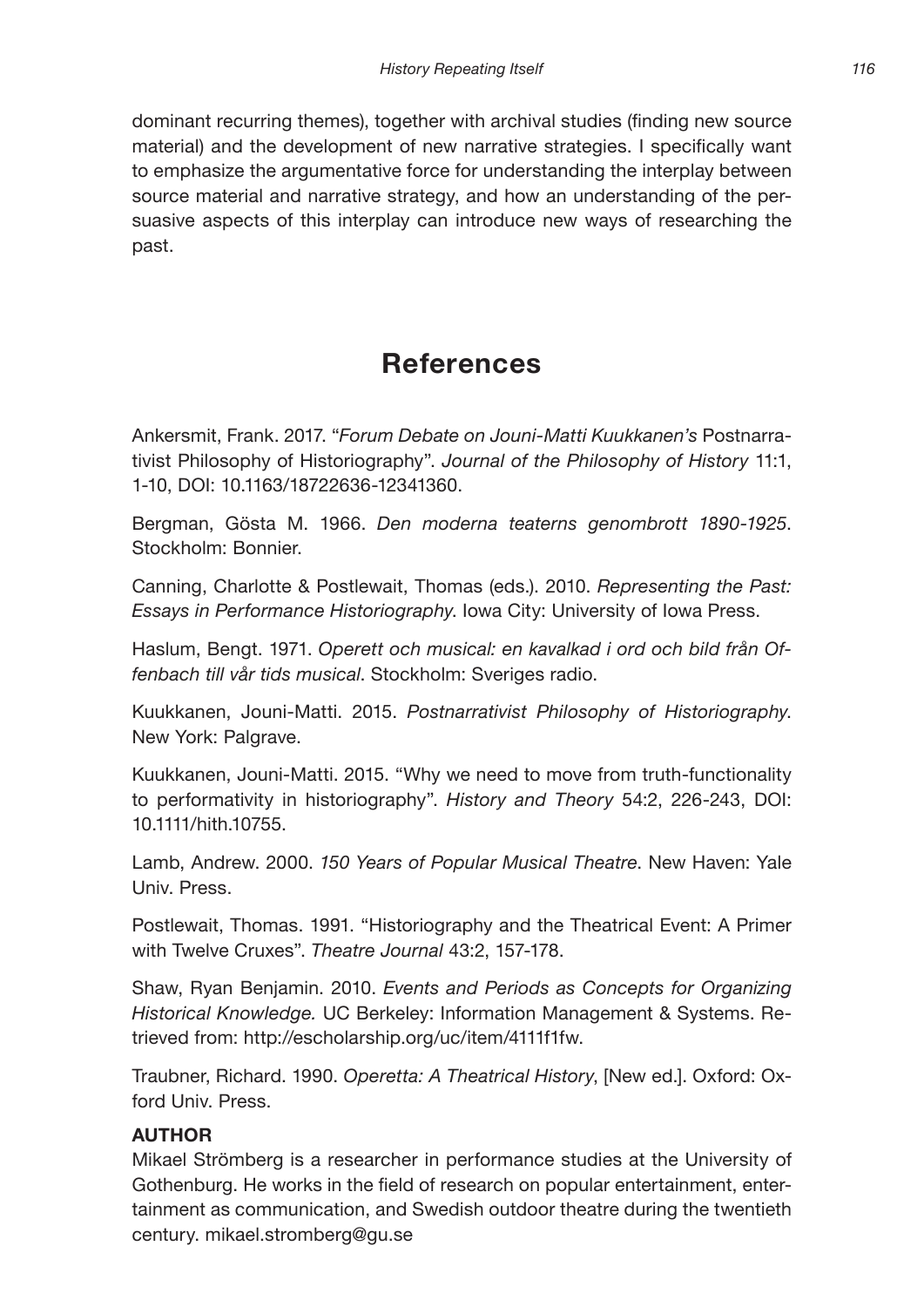dominant recurring themes), together with archival studies (finding new source material) and the development of new narrative strategies. I specifically want to emphasize the argumentative force for understanding the interplay between source material and narrative strategy, and how an understanding of the persuasive aspects of this interplay can introduce new ways of researching the past.

## References

Ankersmit, Frank. 2017. "*Forum Debate on Jouni-Matti Kuukkanen's* Postnarrativist Philosophy of Historiography". *Journal of the Philosophy of History* 11:1, 1-10, DOI: 10.1163/18722636-12341360.

Bergman, Gösta M. 1966. *Den moderna teaterns genombrott 1890-1925*. Stockholm: Bonnier.

Canning, Charlotte & Postlewait, Thomas (eds.). 2010. *Representing the Past: Essays in Performance Historiography*. Iowa City: University of Iowa Press.

Haslum, Bengt. 1971. *Operett och musical: en kavalkad i ord och bild från Offenbach till vår tids musical*. Stockholm: Sveriges radio.

Kuukkanen, Jouni-Matti. 2015. *Postnarrativist Philosophy of Historiography*. New York: Palgrave.

Kuukkanen, Jouni-Matti. 2015. "Why we need to move from truth-functionality to performativity in historiography". *History and Theory* 54:2, 226-243, DOI: 10.1111/hith.10755.

Lamb, Andrew. 2000. *150 Years of Popular Musical Theatre*. New Haven: Yale Univ. Press.

Postlewait, Thomas. 1991. "Historiography and the Theatrical Event: A Primer with Twelve Cruxes". *Theatre Journal* 43:2, 157-178.

Shaw, Ryan Benjamin. 2010. *Events and Periods as Concepts for Organizing Historical Knowledge.* UC Berkeley: Information Management & Systems. Retrieved from: http://escholarship.org/uc/item/4111f1fw.

Traubner, Richard. 1990. *Operetta: A Theatrical History*, [New ed.]. Oxford: Oxford Univ. Press.

**AUTHOR**

Mikael Strömberg is a researcher in performance studies at the University of Gothenburg. He works in the field of research on popular entertainment, entertainment as communication, and Swedish outdoor theatre during the twentieth century. mikael.stromberg@gu.se